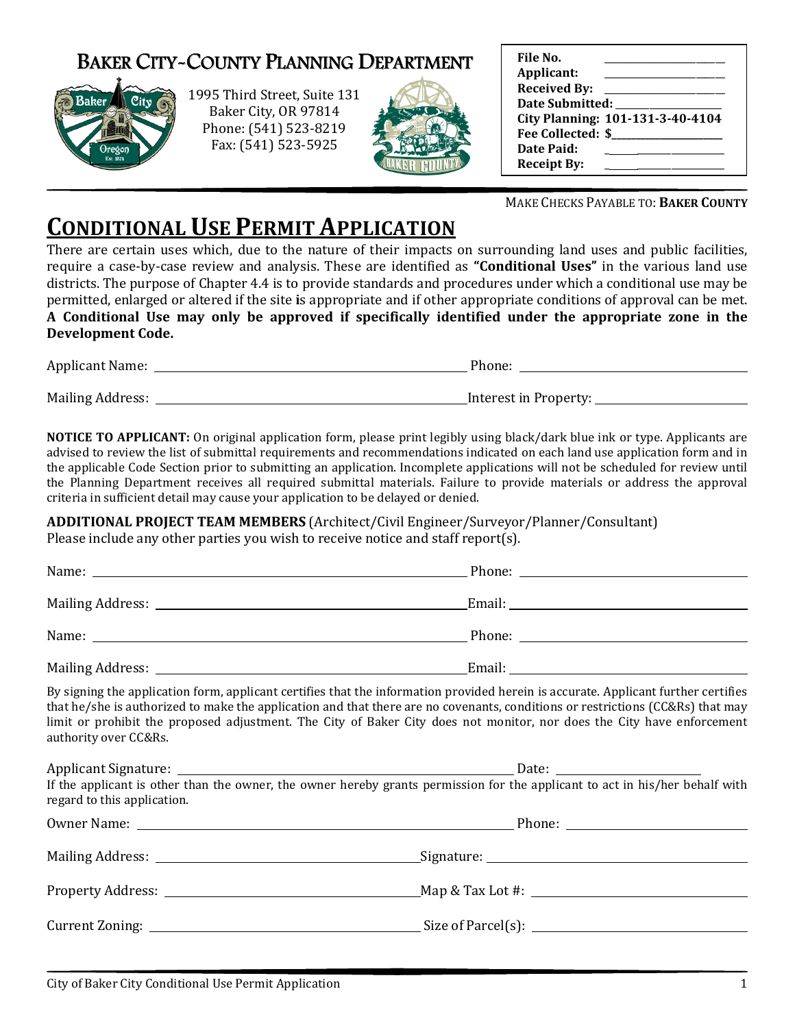# BAKER CITY-COUNTY PLANNING DEPARTMENT

1995 Third Street, Suite 131
Baker City, OR 97814
Phone: (541) 523-8219
Fax: (541) 523-5925

| | |
|---|---|
| **File No.** | ____________ |
| **Applicant:** | ____________ |
| **Received By:** | ____________ |
| **Date Submitted:** | ____________ |
| **City Planning:** | **101-131-3-40-4104** |
| **Fee Collected:** | **$**____________ |
| **Date Paid:** | ____________ |
| **Receipt By:** | ____________ |

MAKE CHECKS PAYABLE TO: **BAKER COUNTY**

# CONDITIONAL USE PERMIT APPLICATION

There are certain uses which, due to the nature of their impacts on surrounding land uses and public facilities, require a case-by-case review and analysis. These are identified as **"Conditional Uses"** in the various land use districts. The purpose of Chapter 4.4 is to provide standards and procedures under which a conditional use may be permitted, enlarged or altered if the site is appropriate and if other appropriate conditions of approval can be met. **A Conditional Use may only be approved if specifically identified under the appropriate zone in the Development Code.**

Applicant Name: ______________________ Phone: ______________________

Mailing Address: ______________________ Interest in Property: ______________________

**NOTICE TO APPLICANT:** On original application form, please print legibly using black/dark blue ink or type. Applicants are advised to review the list of submittal requirements and recommendations indicated on each land use application form and in the applicable Code Section prior to submitting an application. Incomplete applications will not be scheduled for review until the Planning Department receives all required submittal materials. Failure to provide materials or address the approval criteria in sufficient detail may cause your application to be delayed or denied.

**ADDITIONAL PROJECT TEAM MEMBERS** (Architect/Civil Engineer/Surveyor/Planner/Consultant)
Please include any other parties you wish to receive notice and staff report(s).

Name: ______________________ Phone: ______________________

Mailing Address: ______________________ Email: ______________________

Name: ______________________ Phone: ______________________

Mailing Address: ______________________ Email: ______________________

By signing the application form, applicant certifies that the information provided herein is accurate. Applicant further certifies that he/she is authorized to make the application and that there are no covenants, conditions or restrictions (CC&Rs) that may limit or prohibit the proposed adjustment. The City of Baker City does not monitor, nor does the City have enforcement authority over CC&Rs.

Applicant Signature: ______________________ Date: ______________

If the applicant is other than the owner, the owner hereby grants permission for the applicant to act in his/her behalf with regard to this application.

Owner Name: ______________________ Phone: ______________________

Mailing Address: ______________________ Signature: ______________________

Property Address: ______________________ Map & Tax Lot #: ______________________

Current Zoning: ______________________ Size of Parcel(s): ______________________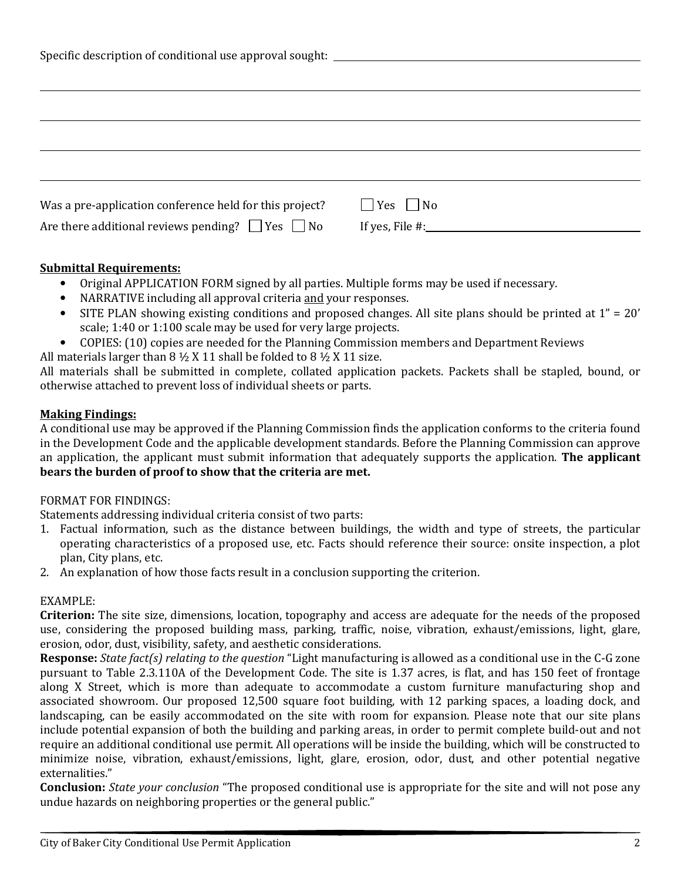Specific description of conditional use approval sought: ______________________________________________

_____________________________________________________________________________

_____________________________________________________________________________

_____________________________________________________________________________

_____________________________________________________________________________

Was a pre-application conference held for this project? ☐ Yes ☐ No

Are there additional reviews pending? ☐ Yes ☐ No If yes, File #:______________________________

**Submittal Requirements:**

- Original APPLICATION FORM signed by all parties. Multiple forms may be used if necessary.
- NARRATIVE including all approval criteria and your responses.
- SITE PLAN showing existing conditions and proposed changes. All site plans should be printed at 1" = 20' scale; 1:40 or 1:100 scale may be used for very large projects.
- COPIES: (10) copies are needed for the Planning Commission members and Department Reviews

All materials larger than 8 ½ X 11 shall be folded to 8 ½ X 11 size.

All materials shall be submitted in complete, collated application packets. Packets shall be stapled, bound, or otherwise attached to prevent loss of individual sheets or parts.

**Making Findings:**

A conditional use may be approved if the Planning Commission finds the application conforms to the criteria found in the Development Code and the applicable development standards. Before the Planning Commission can approve an application, the applicant must submit information that adequately supports the application. **The applicant bears the burden of proof to show that the criteria are met.**

FORMAT FOR FINDINGS:

Statements addressing individual criteria consist of two parts:

1. Factual information, such as the distance between buildings, the width and type of streets, the particular operating characteristics of a proposed use, etc. Facts should reference their source: onsite inspection, a plot plan, City plans, etc.
2. An explanation of how those facts result in a conclusion supporting the criterion.

EXAMPLE:

**Criterion:** The site size, dimensions, location, topography and access are adequate for the needs of the proposed use, considering the proposed building mass, parking, traffic, noise, vibration, exhaust/emissions, light, glare, erosion, odor, dust, visibility, safety, and aesthetic considerations.

**Response:** *State fact(s) relating to the question* "Light manufacturing is allowed as a conditional use in the C-G zone pursuant to Table 2.3.110A of the Development Code. The site is 1.37 acres, is flat, and has 150 feet of frontage along X Street, which is more than adequate to accommodate a custom furniture manufacturing shop and associated showroom. Our proposed 12,500 square foot building, with 12 parking spaces, a loading dock, and landscaping, can be easily accommodated on the site with room for expansion. Please note that our site plans include potential expansion of both the building and parking areas, in order to permit complete build-out and not require an additional conditional use permit. All operations will be inside the building, which will be constructed to minimize noise, vibration, exhaust/emissions, light, glare, erosion, odor, dust, and other potential negative externalities."

**Conclusion:** *State your conclusion* "The proposed conditional use is appropriate for the site and will not pose any undue hazards on neighboring properties or the general public."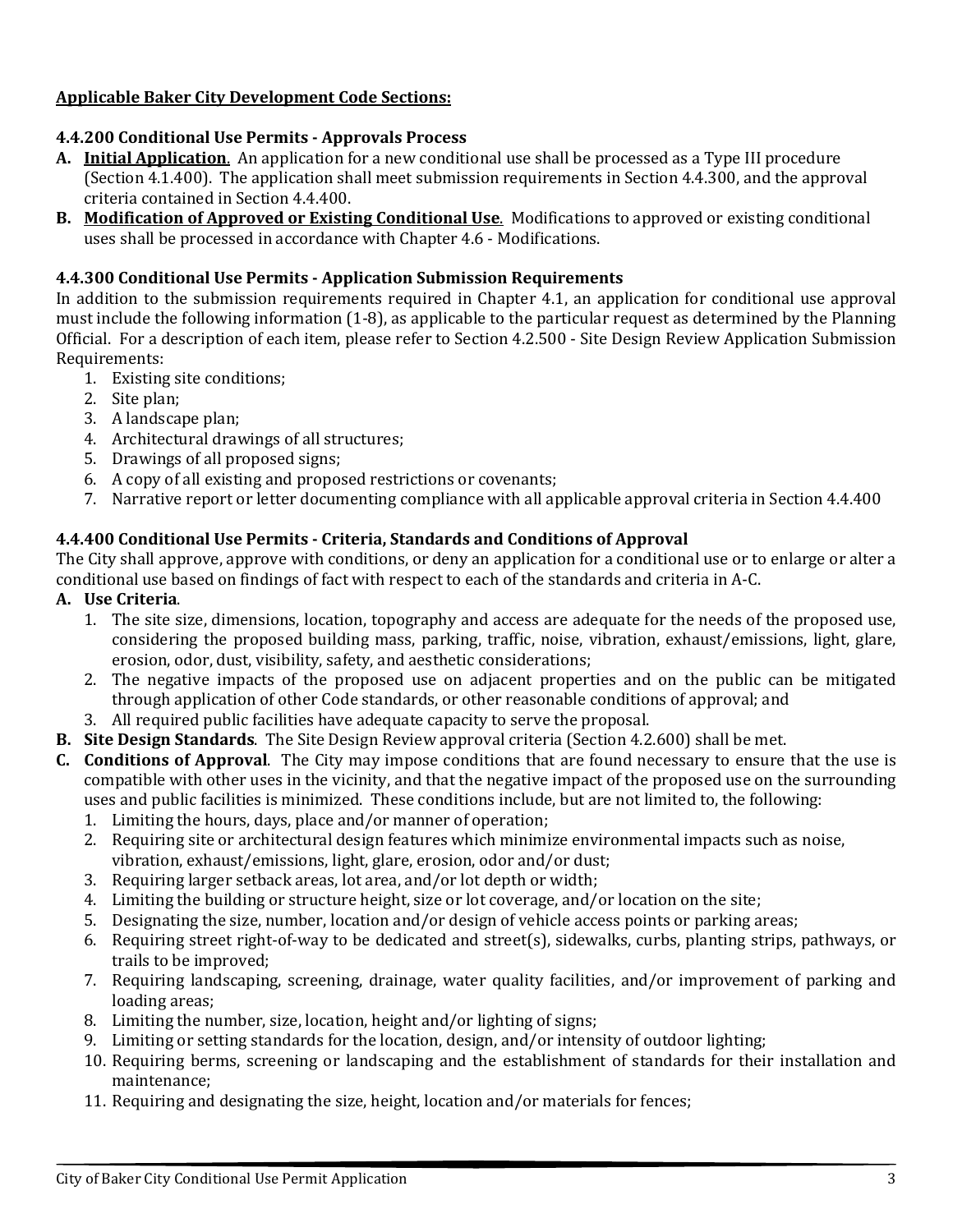**<u>Applicable Baker City Development Code Sections:</u>**

### 4.4.200 Conditional Use Permits - Approvals Process

A. **<u>Initial Application</u>**. An application for a new conditional use shall be processed as a Type III procedure (Section 4.1.400). The application shall meet submission requirements in Section 4.4.300, and the approval criteria contained in Section 4.4.400.
B. **<u>Modification of Approved or Existing Conditional Use</u>**. Modifications to approved or existing conditional uses shall be processed in accordance with Chapter 4.6 - Modifications.

### 4.4.300 Conditional Use Permits - Application Submission Requirements

In addition to the submission requirements required in Chapter 4.1, an application for conditional use approval must include the following information (1-8), as applicable to the particular request as determined by the Planning Official. For a description of each item, please refer to Section 4.2.500 - Site Design Review Application Submission Requirements:

1. Existing site conditions;
2. Site plan;
3. A landscape plan;
4. Architectural drawings of all structures;
5. Drawings of all proposed signs;
6. A copy of all existing and proposed restrictions or covenants;
7. Narrative report or letter documenting compliance with all applicable approval criteria in Section 4.4.400

### 4.4.400 Conditional Use Permits - Criteria, Standards and Conditions of Approval

The City shall approve, approve with conditions, or deny an application for a conditional use or to enlarge or alter a conditional use based on findings of fact with respect to each of the standards and criteria in A-C.

A. **Use Criteria**.
   1. The site size, dimensions, location, topography and access are adequate for the needs of the proposed use, considering the proposed building mass, parking, traffic, noise, vibration, exhaust/emissions, light, glare, erosion, odor, dust, visibility, safety, and aesthetic considerations;
   2. The negative impacts of the proposed use on adjacent properties and on the public can be mitigated through application of other Code standards, or other reasonable conditions of approval; and
   3. All required public facilities have adequate capacity to serve the proposal.
B. **Site Design Standards**. The Site Design Review approval criteria (Section 4.2.600) shall be met.
C. **Conditions of Approval**. The City may impose conditions that are found necessary to ensure that the use is compatible with other uses in the vicinity, and that the negative impact of the proposed use on the surrounding uses and public facilities is minimized. These conditions include, but are not limited to, the following:
   1. Limiting the hours, days, place and/or manner of operation;
   2. Requiring site or architectural design features which minimize environmental impacts such as noise, vibration, exhaust/emissions, light, glare, erosion, odor and/or dust;
   3. Requiring larger setback areas, lot area, and/or lot depth or width;
   4. Limiting the building or structure height, size or lot coverage, and/or location on the site;
   5. Designating the size, number, location and/or design of vehicle access points or parking areas;
   6. Requiring street right-of-way to be dedicated and street(s), sidewalks, curbs, planting strips, pathways, or trails to be improved;
   7. Requiring landscaping, screening, drainage, water quality facilities, and/or improvement of parking and loading areas;
   8. Limiting the number, size, location, height and/or lighting of signs;
   9. Limiting or setting standards for the location, design, and/or intensity of outdoor lighting;
   10. Requiring berms, screening or landscaping and the establishment of standards for their installation and maintenance;
   11. Requiring and designating the size, height, location and/or materials for fences;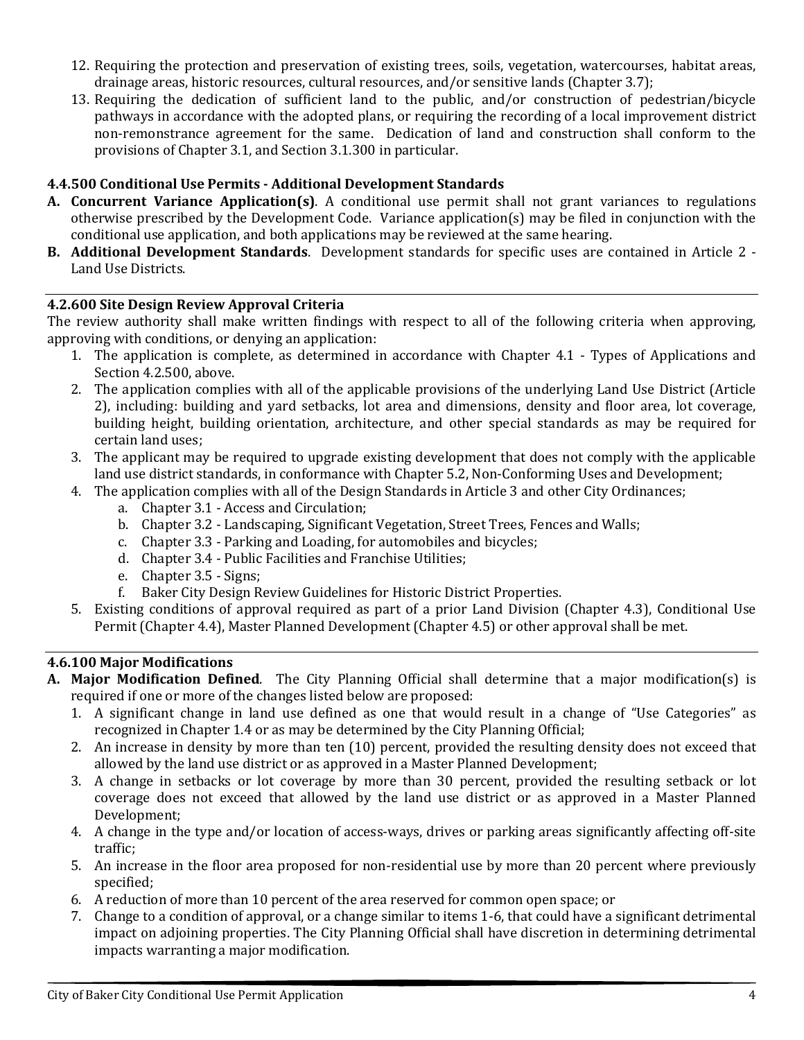12. Requiring the protection and preservation of existing trees, soils, vegetation, watercourses, habitat areas, drainage areas, historic resources, cultural resources, and/or sensitive lands (Chapter 3.7);
13. Requiring the dedication of sufficient land to the public, and/or construction of pedestrian/bicycle pathways in accordance with the adopted plans, or requiring the recording of a local improvement district non-remonstrance agreement for the same. Dedication of land and construction shall conform to the provisions of Chapter 3.1, and Section 3.1.300 in particular.

### 4.4.500 Conditional Use Permits - Additional Development Standards

**A. Concurrent Variance Application(s)**. A conditional use permit shall not grant variances to regulations otherwise prescribed by the Development Code. Variance application(s) may be filed in conjunction with the conditional use application, and both applications may be reviewed at the same hearing.

**B. Additional Development Standards**. Development standards for specific uses are contained in Article 2 - Land Use Districts.

### 4.2.600 Site Design Review Approval Criteria

The review authority shall make written findings with respect to all of the following criteria when approving, approving with conditions, or denying an application:

1. The application is complete, as determined in accordance with Chapter 4.1 - Types of Applications and Section 4.2.500, above.
2. The application complies with all of the applicable provisions of the underlying Land Use District (Article 2), including: building and yard setbacks, lot area and dimensions, density and floor area, lot coverage, building height, building orientation, architecture, and other special standards as may be required for certain land uses;
3. The applicant may be required to upgrade existing development that does not comply with the applicable land use district standards, in conformance with Chapter 5.2, Non-Conforming Uses and Development;
4. The application complies with all of the Design Standards in Article 3 and other City Ordinances;
   a. Chapter 3.1 - Access and Circulation;
   b. Chapter 3.2 - Landscaping, Significant Vegetation, Street Trees, Fences and Walls;
   c. Chapter 3.3 - Parking and Loading, for automobiles and bicycles;
   d. Chapter 3.4 - Public Facilities and Franchise Utilities;
   e. Chapter 3.5 - Signs;
   f. Baker City Design Review Guidelines for Historic District Properties.
5. Existing conditions of approval required as part of a prior Land Division (Chapter 4.3), Conditional Use Permit (Chapter 4.4), Master Planned Development (Chapter 4.5) or other approval shall be met.

### 4.6.100 Major Modifications

**A. Major Modification Defined**. The City Planning Official shall determine that a major modification(s) is required if one or more of the changes listed below are proposed:

1. A significant change in land use defined as one that would result in a change of "Use Categories" as recognized in Chapter 1.4 or as may be determined by the City Planning Official;
2. An increase in density by more than ten (10) percent, provided the resulting density does not exceed that allowed by the land use district or as approved in a Master Planned Development;
3. A change in setbacks or lot coverage by more than 30 percent, provided the resulting setback or lot coverage does not exceed that allowed by the land use district or as approved in a Master Planned Development;
4. A change in the type and/or location of access-ways, drives or parking areas significantly affecting off-site traffic;
5. An increase in the floor area proposed for non-residential use by more than 20 percent where previously specified;
6. A reduction of more than 10 percent of the area reserved for common open space; or
7. Change to a condition of approval, or a change similar to items 1-6, that could have a significant detrimental impact on adjoining properties. The City Planning Official shall have discretion in determining detrimental impacts warranting a major modification.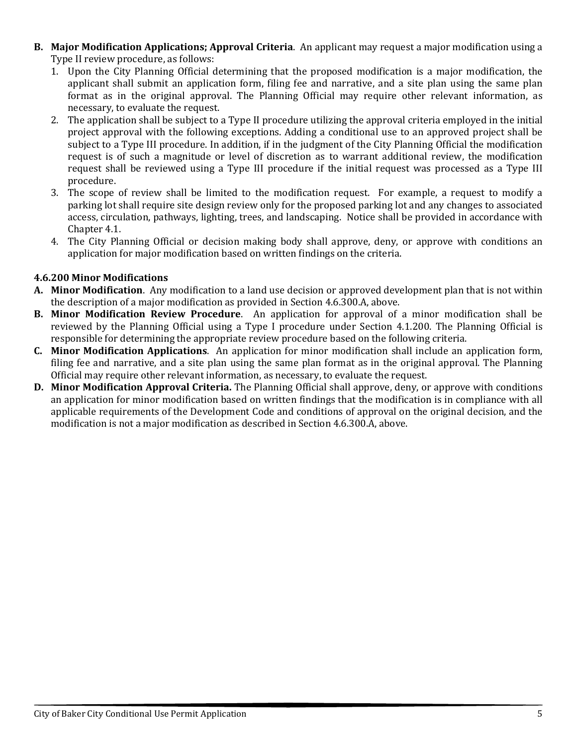**B. Major Modification Applications; Approval Criteria**. An applicant may request a major modification using a Type II review procedure, as follows:

1. Upon the City Planning Official determining that the proposed modification is a major modification, the applicant shall submit an application form, filing fee and narrative, and a site plan using the same plan format as in the original approval. The Planning Official may require other relevant information, as necessary, to evaluate the request.
2. The application shall be subject to a Type II procedure utilizing the approval criteria employed in the initial project approval with the following exceptions. Adding a conditional use to an approved project shall be subject to a Type III procedure. In addition, if in the judgment of the City Planning Official the modification request is of such a magnitude or level of discretion as to warrant additional review, the modification request shall be reviewed using a Type III procedure if the initial request was processed as a Type III procedure.
3. The scope of review shall be limited to the modification request. For example, a request to modify a parking lot shall require site design review only for the proposed parking lot and any changes to associated access, circulation, pathways, lighting, trees, and landscaping. Notice shall be provided in accordance with Chapter 4.1.
4. The City Planning Official or decision making body shall approve, deny, or approve with conditions an application for major modification based on written findings on the criteria.

### 4.6.200 Minor Modifications

**A. Minor Modification**. Any modification to a land use decision or approved development plan that is not within the description of a major modification as provided in Section 4.6.300.A, above.

**B. Minor Modification Review Procedure**. An application for approval of a minor modification shall be reviewed by the Planning Official using a Type I procedure under Section 4.1.200. The Planning Official is responsible for determining the appropriate review procedure based on the following criteria.

**C. Minor Modification Applications**. An application for minor modification shall include an application form, filing fee and narrative, and a site plan using the same plan format as in the original approval. The Planning Official may require other relevant information, as necessary, to evaluate the request.

**D. Minor Modification Approval Criteria.** The Planning Official shall approve, deny, or approve with conditions an application for minor modification based on written findings that the modification is in compliance with all applicable requirements of the Development Code and conditions of approval on the original decision, and the modification is not a major modification as described in Section 4.6.300.A, above.